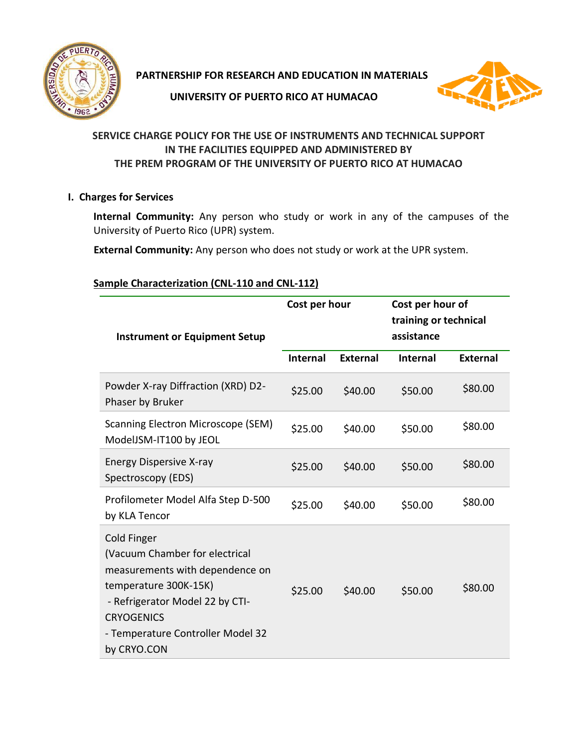**PARTNERSHIP FOR RESEARCH AND EDUCATION IN MATERIALS**

**UNIVERSITY OF PUERTO RICO AT HUMACAO**

# SERVICE CHARGE POLICY FOR THE USE OF INSTRUMENTS AND TECHNICAL SUPPORT IN THE FACILITIES EQUIPPED AND ADMINISTERED BY THE PREM PROGRAM OF THE UNIVERSITY OF PUERTO RICO AT HUMACAO

## I. Charges for Services

**Internal Community:** Any person who study or work in any of the campuses of the University of Puerto Rico (UPR) system.

**External Community:** Any person who does not study or work at the UPR system.

### Sample Characterization (CNL-110 and CNL-112)

| Instrument or Equipment Setup | Cost per hour | | Cost per hour of training or technical assistance | |
|---|---|---|---|---|
| | Internal | External | Internal | External |
| Powder X-ray Diffraction (XRD) D2-Phaser by Bruker | $25.00 | $40.00 | $50.00 | $80.00 |
| Scanning Electron Microscope (SEM) ModelJSM-IT100 by JEOL | $25.00 | $40.00 | $50.00 | $80.00 |
| Energy Dispersive X-ray Spectroscopy (EDS) | $25.00 | $40.00 | $50.00 | $80.00 |
| Profilometer Model Alfa Step D-500 by KLA Tencor | $25.00 | $40.00 | $50.00 | $80.00 |
| Cold Finger (Vacuum Chamber for electrical measurements with dependence on temperature 300K-15K) - Refrigerator Model 22 by CTI-CRYOGENICS - Temperature Controller Model 32 by CRYO.CON | $25.00 | $40.00 | $50.00 | $80.00 |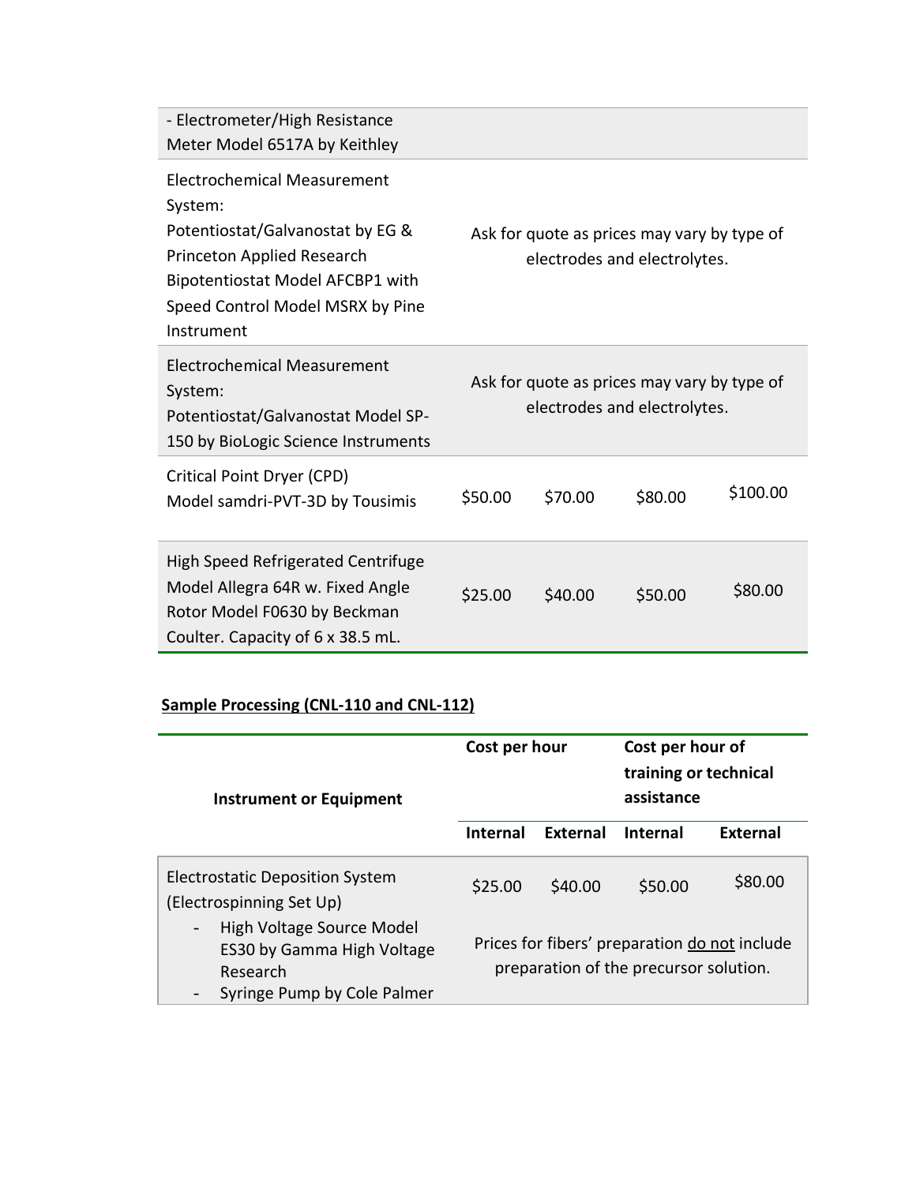| | | | | |
|---|---|---|---|---|
| - Electrometer/High Resistance Meter Model 6517A by Keithley | | | | |
| Electrochemical Measurement System: Potentiostat/Galvanostat by EG & Princeton Applied Research Bipotentiostat Model AFCBP1 with Speed Control Model MSRX by Pine Instrument | Ask for quote as prices may vary by type of electrodes and electrolytes. | | | |
| Electrochemical Measurement System: Potentiostat/Galvanostat Model SP-150 by BioLogic Science Instruments | Ask for quote as prices may vary by type of electrodes and electrolytes. | | | |
| Critical Point Dryer (CPD) Model samdri-PVT-3D by Tousimis | $50.00 | $70.00 | $80.00 | $100.00 |
| High Speed Refrigerated Centrifuge Model Allegra 64R w. Fixed Angle Rotor Model F0630 by Beckman Coulter. Capacity of 6 x 38.5 mL. | $25.00 | $40.00 | $50.00 | $80.00 |

**Sample Processing (CNL-110 and CNL-112)**

| Instrument or Equipment | Cost per hour | | Cost per hour of training or technical assistance | |
|---|---|---|---|---|
| | **Internal** | **External** | **Internal** | **External** |
| Electrostatic Deposition System (Electrospinning Set Up) | $25.00 | $40.00 | $50.00 | $80.00 |
| - High Voltage Source Model ES30 by Gamma High Voltage Research<br>- Syringe Pump by Cole Palmer | Prices for fibers' preparation do not include preparation of the precursor solution. | | | |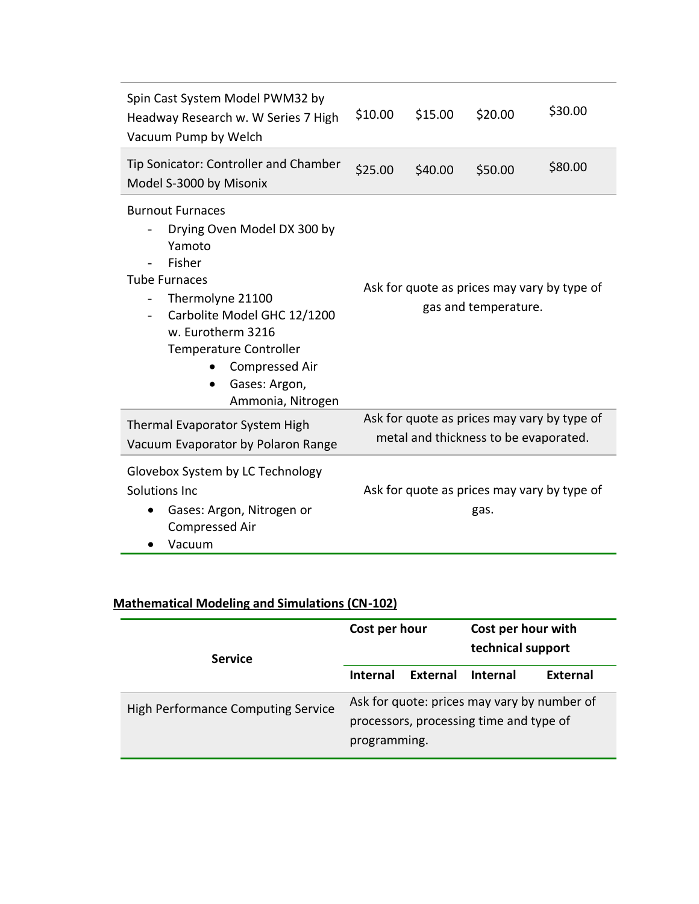| | | | | |
|---|---|---|---|---|
| Spin Cast System Model PWM32 by Headway Research w. W Series 7 High Vacuum Pump by Welch | $10.00 | $15.00 | $20.00 | $30.00 |
| Tip Sonicator: Controller and Chamber Model S-3000 by Misonix | $25.00 | $40.00 | $50.00 | $80.00 |
| Burnout Furnaces<br>- Drying Oven Model DX 300 by Yamoto<br>- Fisher<br>Tube Furnaces<br>- Thermolyne 21100<br>- Carbolite Model GHC 12/1200 w. Eurotherm 3216 Temperature Controller<br>• Compressed Air<br>• Gases: Argon, Ammonia, Nitrogen | Ask for quote as prices may vary by type of gas and temperature. | | | |
| Thermal Evaporator System High Vacuum Evaporator by Polaron Range | Ask for quote as prices may vary by type of metal and thickness to be evaporated. | | | |
| Glovebox System by LC Technology Solutions Inc<br>• Gases: Argon, Nitrogen or Compressed Air<br>• Vacuum | Ask for quote as prices may vary by type of gas. | | | |

**Mathematical Modeling and Simulations (CN-102)**

| Service | Cost per hour | | Cost per hour with technical support | |
|---|---|---|---|---|
| | Internal | External | Internal | External |
| High Performance Computing Service | Ask for quote: prices may vary by number of processors, processing time and type of programming. | | | |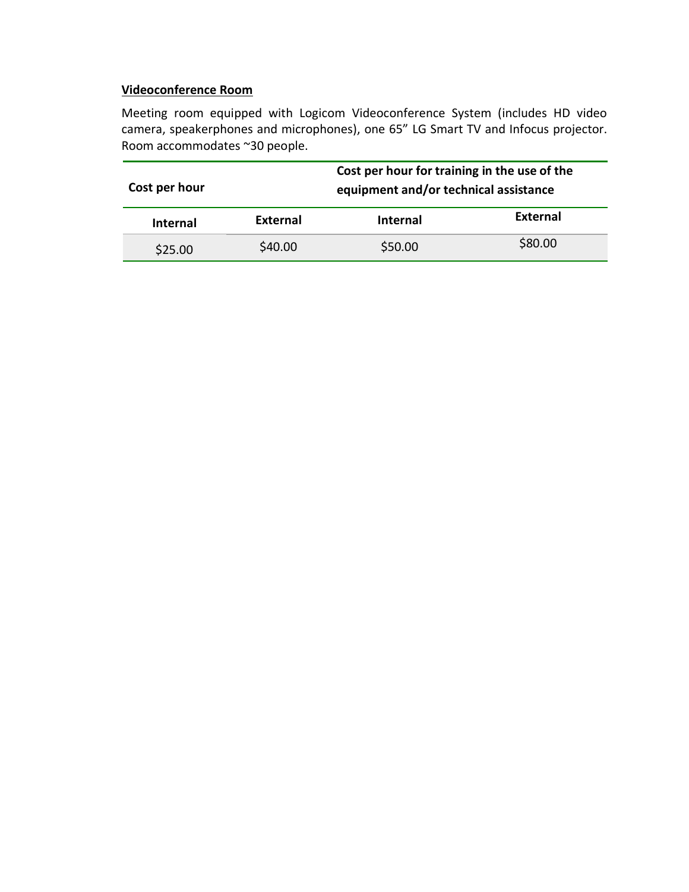**Videoconference Room**

Meeting room equipped with Logicom Videoconference System (includes HD video camera, speakerphones and microphones), one 65” LG Smart TV and Infocus projector. Room accommodates ~30 people.

| Cost per hour | | Cost per hour for training in the use of the equipment and/or technical assistance | |
|---|---|---|---|
| **Internal** | **External** | **Internal** | **External** |
| $25.00 | $40.00 | $50.00 | $80.00 |